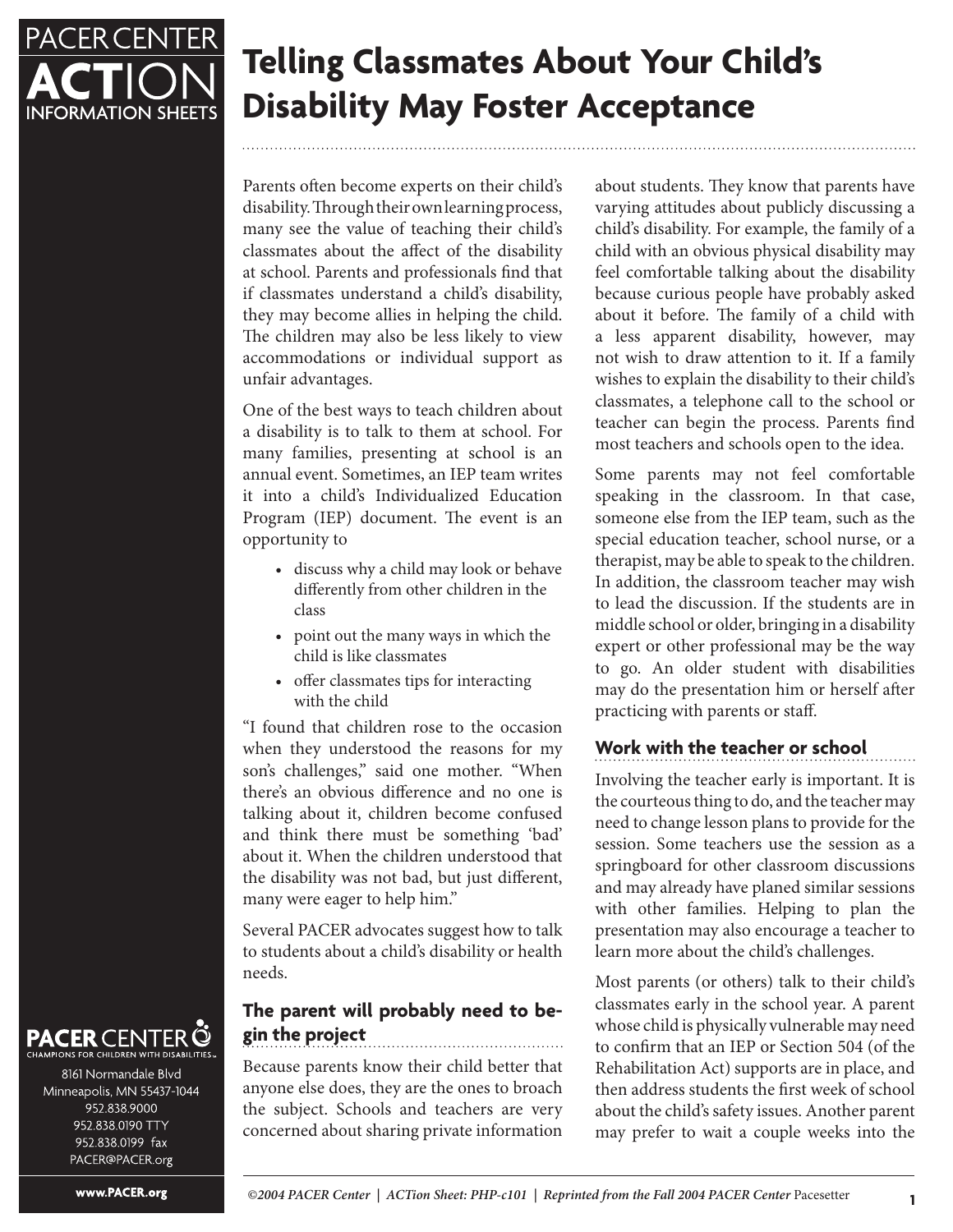# Telling Classmates About Your Child's Disability May Foster Acceptance

Parents often become experts on their child's disability. Through their own learning process, many see the value of teaching their child's classmates about the affect of the disability at school. Parents and professionals find that if classmates understand a child's disability, they may become allies in helping the child. The children may also be less likely to view accommodations or individual support as unfair advantages.

One of the best ways to teach children about a disability is to talk to them at school. For many families, presenting at school is an annual event. Sometimes, an IEP team writes it into a child's Individualized Education Program (IEP) document. The event is an opportunity to

- discuss why a child may look or behave differently from other children in the class
- point out the many ways in which the child is like classmates
- offer classmates tips for interacting with the child

"I found that children rose to the occasion when they understood the reasons for my son's challenges," said one mother. "When there's an obvious difference and no one is talking about it, children become confused and think there must be something 'bad' about it. When the children understood that the disability was not bad, but just different, many were eager to help him."

Several PACER advocates suggest how to talk to students about a child's disability or health needs.

## The parent will probably need to begin the project

Because parents know their child better that anyone else does, they are the ones to broach the subject. Schools and teachers are very concerned about sharing private information about students. They know that parents have varying attitudes about publicly discussing a child's disability. For example, the family of a child with an obvious physical disability may feel comfortable talking about the disability because curious people have probably asked about it before. The family of a child with a less apparent disability, however, may not wish to draw attention to it. If a family wishes to explain the disability to their child's classmates, a telephone call to the school or teacher can begin the process. Parents find most teachers and schools open to the idea.

Some parents may not feel comfortable speaking in the classroom. In that case, someone else from the IEP team, such as the special education teacher, school nurse, or a therapist, may be able to speak to the children. In addition, the classroom teacher may wish to lead the discussion. If the students are in middle school or older, bringing in a disability expert or other professional may be the way to go. An older student with disabilities may do the presentation him or herself after practicing with parents or staff.

## Work with the teacher or school

Involving the teacher early is important. It is the courteous thing to do, and the teacher may need to change lesson plans to provide for the session. Some teachers use the session as a springboard for other classroom discussions and may already have planed similar sessions with other families. Helping to plan the presentation may also encourage a teacher to learn more about the child's challenges.

Most parents (or others) talk to their child's classmates early in the school year. A parent whose child is physically vulnerable may need to confirm that an IEP or Section 504 (of the Rehabilitation Act) supports are in place, and then address students the first week of school about the child's safety issues. Another parent may prefer to wait a couple weeks into the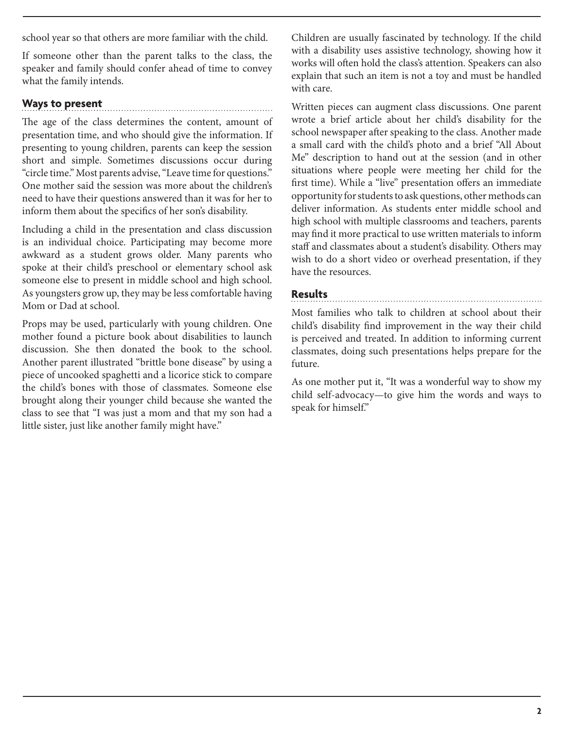school year so that others are more familiar with the child.

If someone other than the parent talks to the class, the speaker and family should confer ahead of time to convey what the family intends.

## Ways to present

The age of the class determines the content, amount of presentation time, and who should give the information. If presenting to young children, parents can keep the session short and simple. Sometimes discussions occur during "circle time." Most parents advise, "Leave time for questions." One mother said the session was more about the children's need to have their questions answered than it was for her to inform them about the specifics of her son's disability.

Including a child in the presentation and class discussion is an individual choice. Participating may become more awkward as a student grows older. Many parents who spoke at their child's preschool or elementary school ask someone else to present in middle school and high school. As youngsters grow up, they may be less comfortable having Mom or Dad at school.

Props may be used, particularly with young children. One mother found a picture book about disabilities to launch discussion. She then donated the book to the school. Another parent illustrated "brittle bone disease" by using a piece of uncooked spaghetti and a licorice stick to compare the child's bones with those of classmates. Someone else brought along their younger child because she wanted the class to see that "I was just a mom and that my son had a little sister, just like another family might have."

Children are usually fascinated by technology. If the child with a disability uses assistive technology, showing how it works will often hold the class's attention. Speakers can also explain that such an item is not a toy and must be handled with care.

Written pieces can augment class discussions. One parent wrote a brief article about her child's disability for the school newspaper after speaking to the class. Another made a small card with the child's photo and a brief "All About Me" description to hand out at the session (and in other situations where people were meeting her child for the first time). While a "live" presentation offers an immediate opportunity for students to ask questions, other methods can deliver information. As students enter middle school and high school with multiple classrooms and teachers, parents may find it more practical to use written materials to inform staff and classmates about a student's disability. Others may wish to do a short video or overhead presentation, if they have the resources.

## Results

Most families who talk to children at school about their child's disability find improvement in the way their child is perceived and treated. In addition to informing current classmates, doing such presentations helps prepare for the future.

As one mother put it, "It was a wonderful way to show my child self-advocacy—to give him the words and ways to speak for himself."